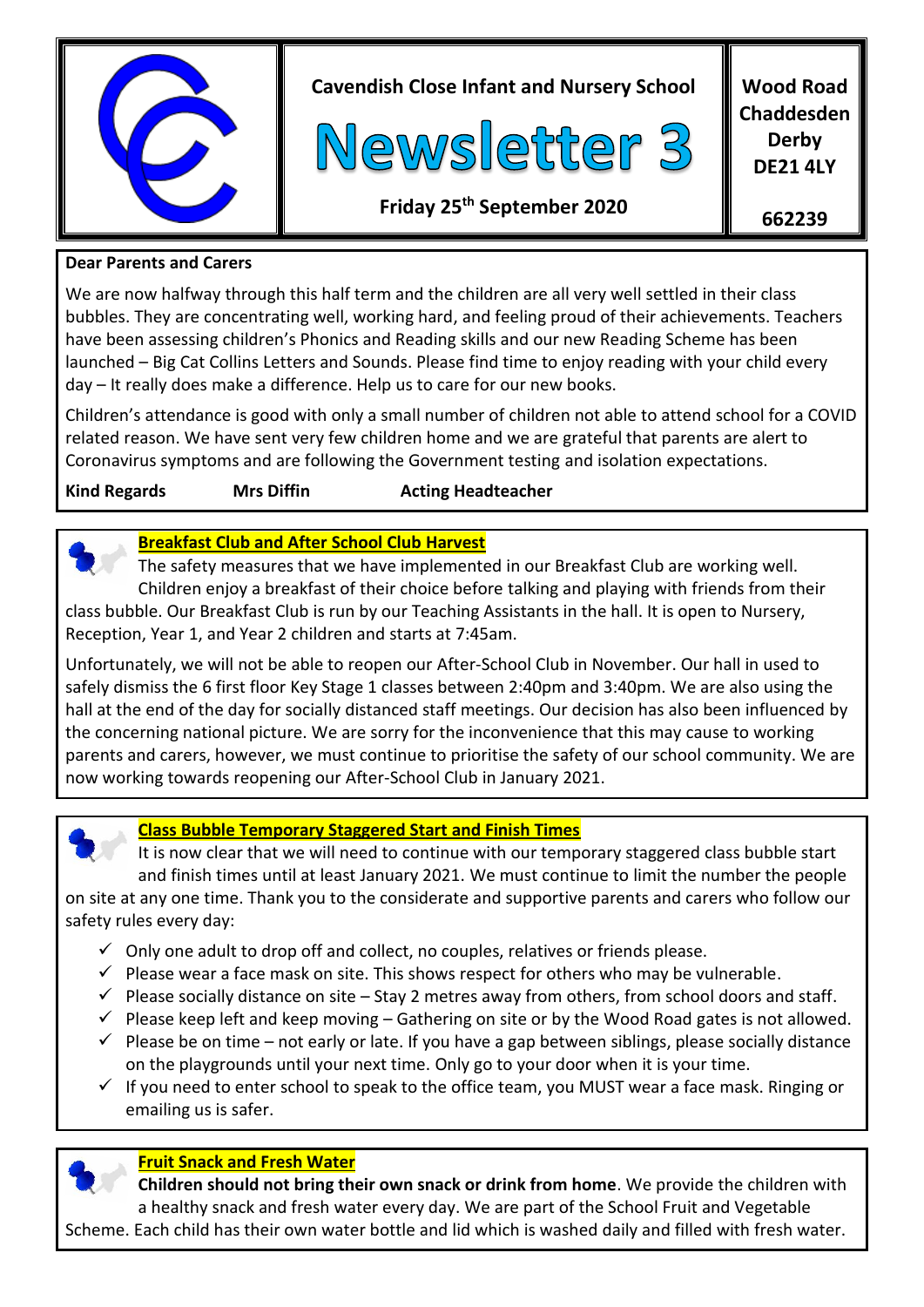**Cavendish Close Infant and Nursery School**

# Newsletter 3

**Friday 25th September 2020**

**Wood Road**
**Chaddesden**
**Derby**
**DE21 4LY**

**662239**

**Dear Parents and Carers**

We are now halfway through this half term and the children are all very well settled in their class bubbles. They are concentrating well, working hard, and feeling proud of their achievements. Teachers have been assessing children's Phonics and Reading skills and our new Reading Scheme has been launched – Big Cat Collins Letters and Sounds. Please find time to enjoy reading with your child every day – It really does make a difference. Help us to care for our new books.

Children's attendance is good with only a small number of children not able to attend school for a COVID related reason. We have sent very few children home and we are grateful that parents are alert to Coronavirus symptoms and are following the Government testing and isolation expectations.

**Kind Regards Mrs Diffin Acting Headteacher**

## Breakfast Club and After School Club Harvest

The safety measures that we have implemented in our Breakfast Club are working well. Children enjoy a breakfast of their choice before talking and playing with friends from their class bubble. Our Breakfast Club is run by our Teaching Assistants in the hall. It is open to Nursery, Reception, Year 1, and Year 2 children and starts at 7:45am.

Unfortunately, we will not be able to reopen our After-School Club in November. Our hall in used to safely dismiss the 6 first floor Key Stage 1 classes between 2:40pm and 3:40pm. We are also using the hall at the end of the day for socially distanced staff meetings. Our decision has also been influenced by the concerning national picture. We are sorry for the inconvenience that this may cause to working parents and carers, however, we must continue to prioritise the safety of our school community. We are now working towards reopening our After-School Club in January 2021.

## Class Bubble Temporary Staggered Start and Finish Times

It is now clear that we will need to continue with our temporary staggered class bubble start and finish times until at least January 2021. We must continue to limit the number the people on site at any one time. Thank you to the considerate and supportive parents and carers who follow our safety rules every day:

- ✓ Only one adult to drop off and collect, no couples, relatives or friends please.
- ✓ Please wear a face mask on site. This shows respect for others who may be vulnerable.
- ✓ Please socially distance on site – Stay 2 metres away from others, from school doors and staff.
- ✓ Please keep left and keep moving – Gathering on site or by the Wood Road gates is not allowed.
- ✓ Please be on time – not early or late. If you have a gap between siblings, please socially distance on the playgrounds until your next time. Only go to your door when it is your time.
- ✓ If you need to enter school to speak to the office team, you MUST wear a face mask. Ringing or emailing us is safer.

## Fruit Snack and Fresh Water

**Children should not bring their own snack or drink from home**. We provide the children with a healthy snack and fresh water every day. We are part of the School Fruit and Vegetable Scheme. Each child has their own water bottle and lid which is washed daily and filled with fresh water.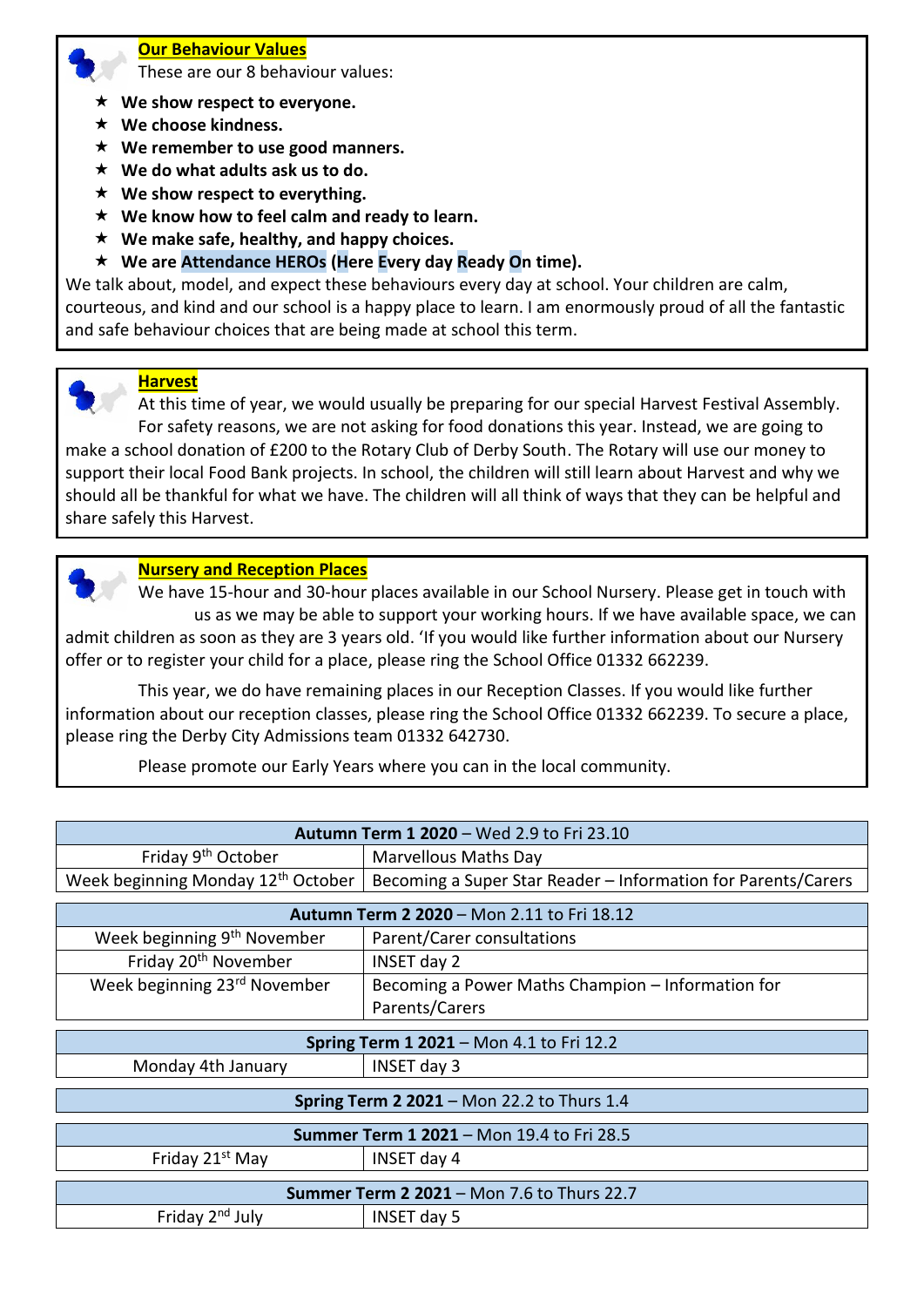## Our Behaviour Values

These are our 8 behaviour values:

- ★ **We show respect to everyone.**
- ★ **We choose kindness.**
- ★ **We remember to use good manners.**
- ★ **We do what adults ask us to do.**
- ★ **We show respect to everything.**
- ★ **We know how to feel calm and ready to learn.**
- ★ **We make safe, healthy, and happy choices.**
- ★ **We are Attendance HEROs (Here Every day Ready On time).**

We talk about, model, and expect these behaviours every day at school. Your children are calm, courteous, and kind and our school is a happy place to learn. I am enormously proud of all the fantastic and safe behaviour choices that are being made at school this term.

## Harvest

At this time of year, we would usually be preparing for our special Harvest Festival Assembly. For safety reasons, we are not asking for food donations this year. Instead, we are going to make a school donation of £200 to the Rotary Club of Derby South. The Rotary will use our money to support their local Food Bank projects. In school, the children will still learn about Harvest and why we should all be thankful for what we have. The children will all think of ways that they can be helpful and share safely this Harvest.

## Nursery and Reception Places

We have 15-hour and 30-hour places available in our School Nursery. Please get in touch with us as we may be able to support your working hours. If we have available space, we can admit children as soon as they are 3 years old. 'If you would like further information about our Nursery offer or to register your child for a place, please ring the School Office 01332 662239.

This year, we do have remaining places in our Reception Classes. If you would like further information about our reception classes, please ring the School Office 01332 662239. To secure a place, please ring the Derby City Admissions team 01332 642730.

Please promote our Early Years where you can in the local community.

| | |
|---|---|
| **Autumn Term 1 2020** – Wed 2.9 to Fri 23.10 | |
| Friday 9th October | Marvellous Maths Day |
| Week beginning Monday 12th October | Becoming a Super Star Reader – Information for Parents/Carers |
| **Autumn Term 2 2020** – Mon 2.11 to Fri 18.12 | |
| Week beginning 9th November | Parent/Carer consultations |
| Friday 20th November | INSET day 2 |
| Week beginning 23rd November | Becoming a Power Maths Champion – Information for Parents/Carers |
| **Spring Term 1 2021** – Mon 4.1 to Fri 12.2 | |
| Monday 4th January | INSET day 3 |
| **Spring Term 2 2021** – Mon 22.2 to Thurs 1.4 | |
| **Summer Term 1 2021** – Mon 19.4 to Fri 28.5 | |
| Friday 21st May | INSET day 4 |
| **Summer Term 2 2021** – Mon 7.6 to Thurs 22.7 | |
| Friday 2nd July | INSET day 5 |